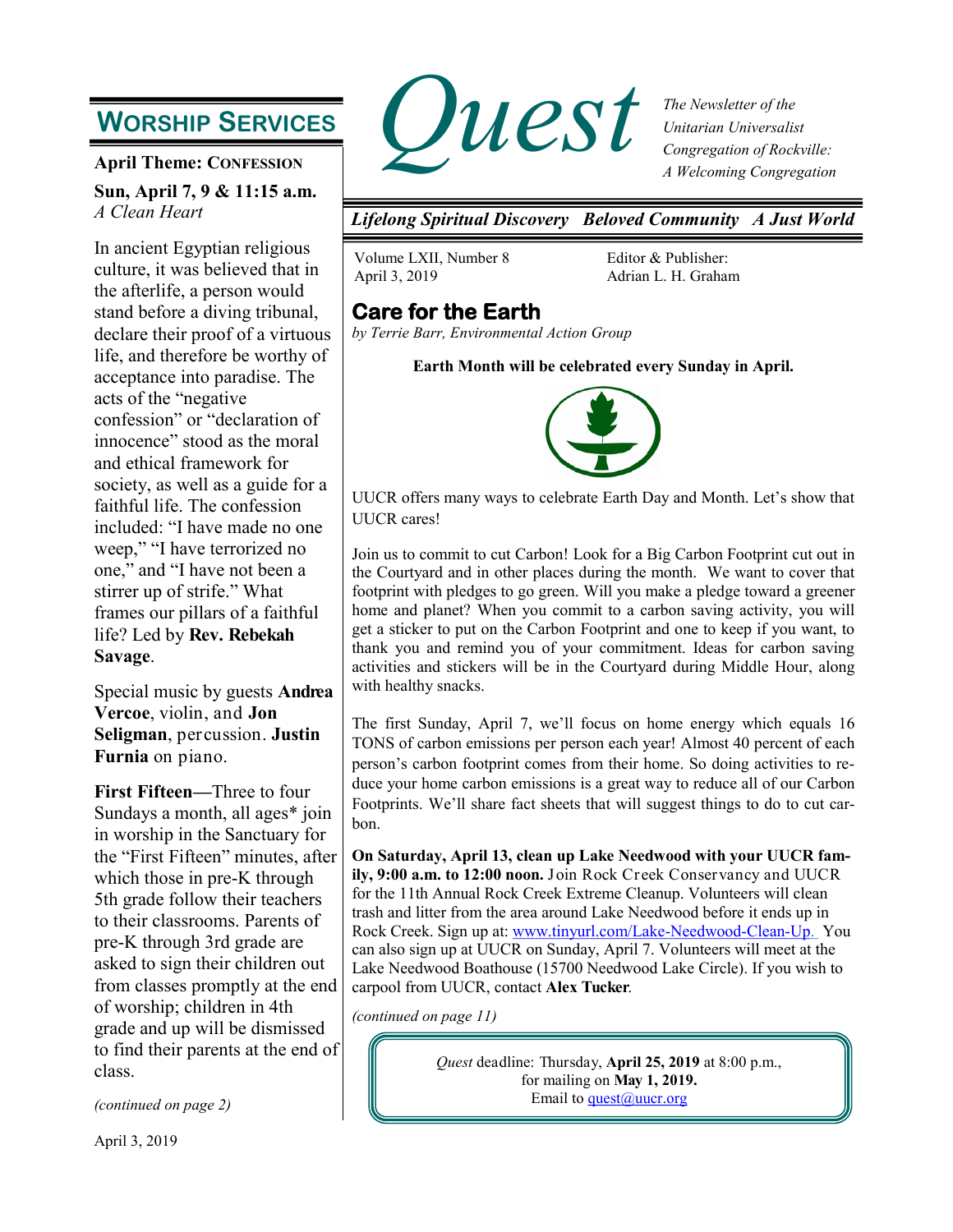# Quest

*The Newsletter of the Unitarian Universalist Congregation of Rockville: A Welcoming Congregation*

***Lifelong Spiritual Discovery   Beloved Community   A Just World***

Volume LXII, Number 8
April 3, 2019

Editor & Publisher:
Adrian L. H. Graham

## Worship Services

**April Theme: Confession**

**Sun, April 7, 9 & 11:15 a.m.**
*A Clean Heart*

In ancient Egyptian religious culture, it was believed that in the afterlife, a person would stand before a diving tribunal, declare their proof of a virtuous life, and therefore be worthy of acceptance into paradise. The acts of the "negative confession" or "declaration of innocence" stood as the moral and ethical framework for society, as well as a guide for a faithful life. The confession included: "I have made no one weep," "I have terrorized no one," and "I have not been a stirrer up of strife." What frames our pillars of a faithful life? Led by **Rev. Rebekah Savage**.

Special music by guests **Andrea Vercoe**, violin, and **Jon Seligman**, percussion. **Justin Furnia** on piano.

**First Fifteen—**Three to four Sundays a month, all ages* join in worship in the Sanctuary for the "First Fifteen" minutes, after which those in pre-K through 5th grade follow their teachers to their classrooms. Parents of pre-K through 3rd grade are asked to sign their children out from classes promptly at the end of worship; children in 4th grade and up will be dismissed to find their parents at the end of class.

*(continued on page 2)*

## Care for the Earth

*by Terrie Barr, Environmental Action Group*

**Earth Month will be celebrated every Sunday in April.**

UUCR offers many ways to celebrate Earth Day and Month. Let's show that UUCR cares!

Join us to commit to cut Carbon! Look for a Big Carbon Footprint cut out in the Courtyard and in other places during the month. We want to cover that footprint with pledges to go green. Will you make a pledge toward a greener home and planet? When you commit to a carbon saving activity, you will get a sticker to put on the Carbon Footprint and one to keep if you want, to thank you and remind you of your commitment. Ideas for carbon saving activities and stickers will be in the Courtyard during Middle Hour, along with healthy snacks.

The first Sunday, April 7, we'll focus on home energy which equals 16 TONS of carbon emissions per person each year! Almost 40 percent of each person's carbon footprint comes from their home. So doing activities to reduce your home carbon emissions is a great way to reduce all of our Carbon Footprints. We'll share fact sheets that will suggest things to do to cut carbon.

**On Saturday, April 13, clean up Lake Needwood with your UUCR family, 9:00 a.m. to 12:00 noon.** Join Rock Creek Conservancy and UUCR for the 11th Annual Rock Creek Extreme Cleanup. Volunteers will clean trash and litter from the area around Lake Needwood before it ends up in Rock Creek. Sign up at: www.tinyurl.com/Lake-Needwood-Clean-Up. You can also sign up at UUCR on Sunday, April 7. Volunteers will meet at the Lake Needwood Boathouse (15700 Needwood Lake Circle). If you wish to carpool from UUCR, contact **Alex Tucker**.

*(continued on page 11)*

*Quest* deadline: Thursday, **April 25, 2019** at 8:00 p.m., for mailing on **May 1, 2019.**
Email to quest@uucr.org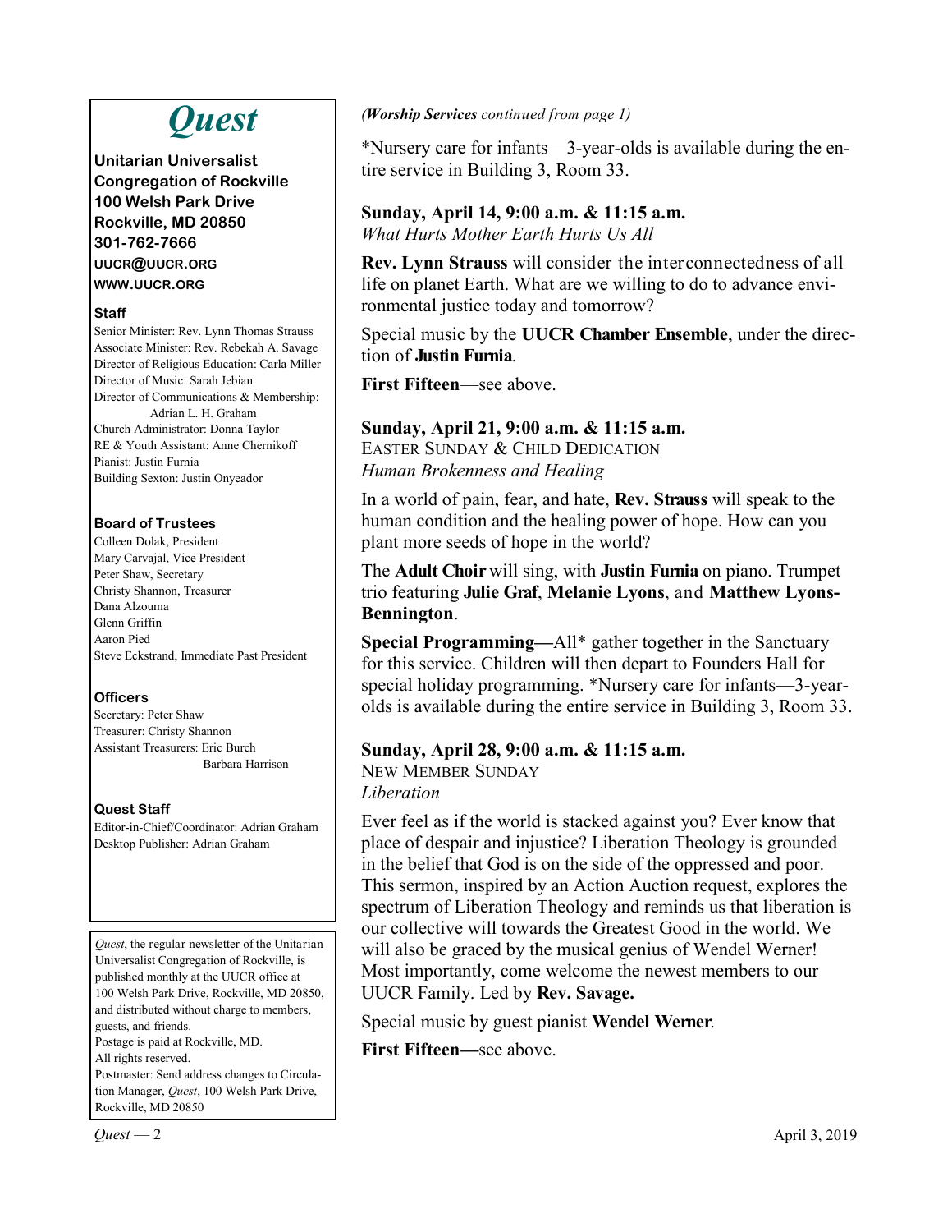# *Quest*

**Unitarian Universalist Congregation of Rockville**
**100 Welsh Park Drive**
**Rockville, MD 20850**
**301-762-7666**
**UUCR@UUCR.ORG**
**WWW.UUCR.ORG**

**Staff**

Senior Minister: Rev. Lynn Thomas Strauss
Associate Minister: Rev. Rebekah A. Savage
Director of Religious Education: Carla Miller
Director of Music: Sarah Jebian
Director of Communications & Membership: Adrian L. H. Graham
Church Administrator: Donna Taylor
RE & Youth Assistant: Anne Chernikoff
Pianist: Justin Furnia
Building Sexton: Justin Onyeador

**Board of Trustees**

Colleen Dolak, President
Mary Carvajal, Vice President
Peter Shaw, Secretary
Christy Shannon, Treasurer
Dana Alzouma
Glenn Griffin
Aaron Pied
Steve Eckstrand, Immediate Past President

**Officers**

Secretary: Peter Shaw
Treasurer: Christy Shannon
Assistant Treasurers: Eric Burch
Barbara Harrison

**Quest Staff**

Editor-in-Chief/Coordinator: Adrian Graham
Desktop Publisher: Adrian Graham

*Quest*, the regular newsletter of the Unitarian Universalist Congregation of Rockville, is published monthly at the UUCR office at 100 Welsh Park Drive, Rockville, MD 20850, and distributed without charge to members, guests, and friends.
Postage is paid at Rockville, MD.
All rights reserved.
Postmaster: Send address changes to Circulation Manager, *Quest*, 100 Welsh Park Drive, Rockville, MD 20850

*(**Worship Services** continued from page 1)*

*Nursery care for infants—3-year-olds is available during the entire service in Building 3, Room 33.

**Sunday, April 14, 9:00 a.m. & 11:15 a.m.**
*What Hurts Mother Earth Hurts Us All*

**Rev. Lynn Strauss** will consider the interconnectedness of all life on planet Earth. What are we willing to do to advance environmental justice today and tomorrow?

Special music by the **UUCR Chamber Ensemble**, under the direction of **Justin Furnia**.

**First Fifteen**—see above.

**Sunday, April 21, 9:00 a.m. & 11:15 a.m.**
EASTER SUNDAY & CHILD DEDICATION
*Human Brokenness and Healing*

In a world of pain, fear, and hate, **Rev. Strauss** will speak to the human condition and the healing power of hope. How can you plant more seeds of hope in the world?

The **Adult Choir** will sing, with **Justin Furnia** on piano. Trumpet trio featuring **Julie Graf**, **Melanie Lyons**, and **Matthew Lyons-Bennington**.

**Special Programming—**All* gather together in the Sanctuary for this service. Children will then depart to Founders Hall for special holiday programming. *Nursery care for infants—3-year-olds is available during the entire service in Building 3, Room 33.

**Sunday, April 28, 9:00 a.m. & 11:15 a.m.**
NEW MEMBER SUNDAY
*Liberation*

Ever feel as if the world is stacked against you? Ever know that place of despair and injustice? Liberation Theology is grounded in the belief that God is on the side of the oppressed and poor. This sermon, inspired by an Action Auction request, explores the spectrum of Liberation Theology and reminds us that liberation is our collective will towards the Greatest Good in the world. We will also be graced by the musical genius of Wendel Werner! Most importantly, come welcome the newest members to our UUCR Family. Led by **Rev. Savage.**

Special music by guest pianist **Wendel Werner**.

**First Fifteen—**see above.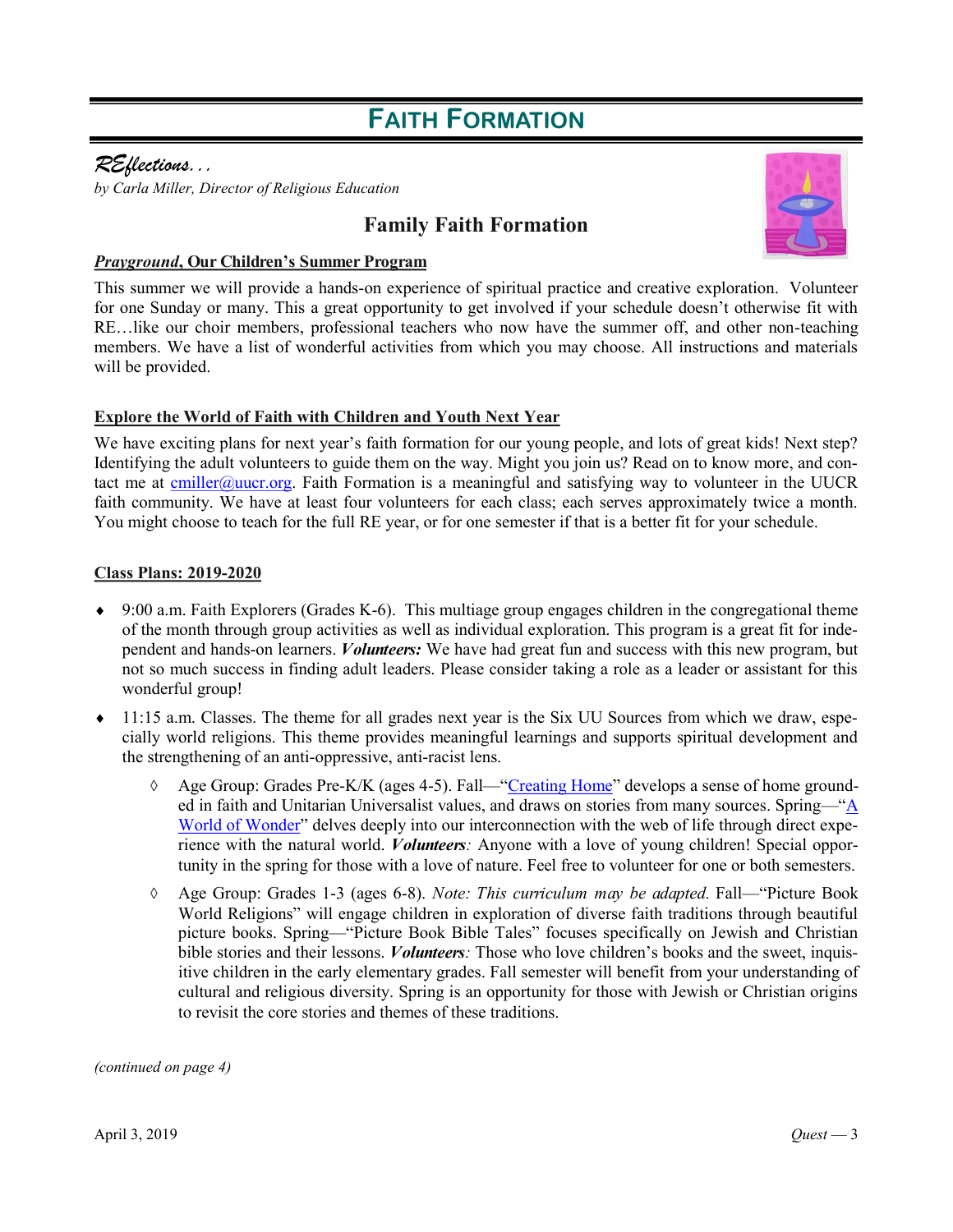# FAITH FORMATION

*REflections…*

*by Carla Miller, Director of Religious Education*

## Family Faith Formation

***Prayground*, Our Children's Summer Program**

This summer we will provide a hands-on experience of spiritual practice and creative exploration. Volunteer for one Sunday or many. This a great opportunity to get involved if your schedule doesn't otherwise fit with RE…like our choir members, professional teachers who now have the summer off, and other non-teaching members. We have a list of wonderful activities from which you may choose. All instructions and materials will be provided.

**Explore the World of Faith with Children and Youth Next Year**

We have exciting plans for next year's faith formation for our young people, and lots of great kids! Next step? Identifying the adult volunteers to guide them on the way. Might you join us? Read on to know more, and contact me at cmiller@uucr.org. Faith Formation is a meaningful and satisfying way to volunteer in the UUCR faith community. We have at least four volunteers for each class; each serves approximately twice a month. You might choose to teach for the full RE year, or for one semester if that is a better fit for your schedule.

**Class Plans: 2019-2020**

- 9:00 a.m. Faith Explorers (Grades K-6). This multiage group engages children in the congregational theme of the month through group activities as well as individual exploration. This program is a great fit for independent and hands-on learners. ***Volunteers:*** We have had great fun and success with this new program, but not so much success in finding adult leaders. Please consider taking a role as a leader or assistant for this wonderful group!
- 11:15 a.m. Classes. The theme for all grades next year is the Six UU Sources from which we draw, especially world religions. This theme provides meaningful learnings and supports spiritual development and the strengthening of an anti-oppressive, anti-racist lens.
    - Age Group: Grades Pre-K/K (ages 4-5). Fall—"Creating Home" develops a sense of home grounded in faith and Unitarian Universalist values, and draws on stories from many sources. Spring—"A World of Wonder" delves deeply into our interconnection with the web of life through direct experience with the natural world. ***Volunteers****:* Anyone with a love of young children! Special opportunity in the spring for those with a love of nature. Feel free to volunteer for one or both semesters.
    - Age Group: Grades 1-3 (ages 6-8). *Note: This curriculum may be adapted.* Fall—"Picture Book World Religions" will engage children in exploration of diverse faith traditions through beautiful picture books. Spring—"Picture Book Bible Tales" focuses specifically on Jewish and Christian bible stories and their lessons. ***Volunteers****:* Those who love children's books and the sweet, inquisitive children in the early elementary grades. Fall semester will benefit from your understanding of cultural and religious diversity. Spring is an opportunity for those with Jewish or Christian origins to revisit the core stories and themes of these traditions.

*(continued on page 4)*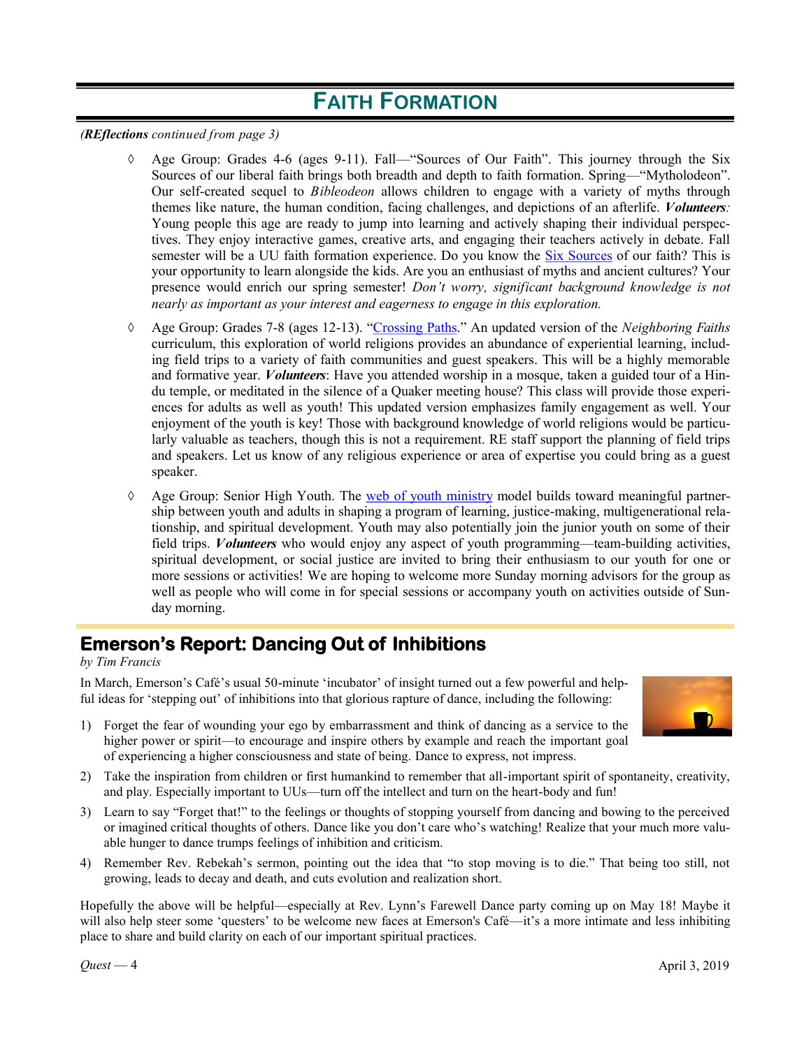# FAITH FORMATION

*(**REflections** continued from page 3)*

- Age Group: Grades 4-6 (ages 9-11). Fall—"Sources of Our Faith". This journey through the Six Sources of our liberal faith brings both breadth and depth to faith formation. Spring—"Mytholodeon". Our self-created sequel to *Bibleodeon* allows children to engage with a variety of myths through themes like nature, the human condition, facing challenges, and depictions of an afterlife. ***Volunteers:*** Young people this age are ready to jump into learning and actively shaping their individual perspectives. They enjoy interactive games, creative arts, and engaging their teachers actively in debate. Fall semester will be a UU faith formation experience. Do you know the Six Sources of our faith? This is your opportunity to learn alongside the kids. Are you an enthusiast of myths and ancient cultures? Your presence would enrich our spring semester! *Don't worry, significant background knowledge is not nearly as important as your interest and eagerness to engage in this exploration.*

- Age Group: Grades 7-8 (ages 12-13). "Crossing Paths." An updated version of the *Neighboring Faiths* curriculum, this exploration of world religions provides an abundance of experiential learning, including field trips to a variety of faith communities and guest speakers. This will be a highly memorable and formative year. ***Volunteers***: Have you attended worship in a mosque, taken a guided tour of a Hindu temple, or meditated in the silence of a Quaker meeting house? This class will provide those experiences for adults as well as youth! This updated version emphasizes family engagement as well. Your enjoyment of the youth is key! Those with background knowledge of world religions would be particularly valuable as teachers, though this is not a requirement. RE staff support the planning of field trips and speakers. Let us know of any religious experience or area of expertise you could bring as a guest speaker.

- Age Group: Senior High Youth. The web of youth ministry model builds toward meaningful partnership between youth and adults in shaping a program of learning, justice-making, multigenerational relationship, and spiritual development. Youth may also potentially join the junior youth on some of their field trips. ***Volunteers*** who would enjoy any aspect of youth programming—team-building activities, spiritual development, or social justice are invited to bring their enthusiasm to our youth for one or more sessions or activities! We are hoping to welcome more Sunday morning advisors for the group as well as people who will come in for special sessions or accompany youth on activities outside of Sunday morning.

## Emerson's Report: Dancing Out of Inhibitions

*by Tim Francis*

In March, Emerson's Café's usual 50-minute 'incubator' of insight turned out a few powerful and helpful ideas for 'stepping out' of inhibitions into that glorious rapture of dance, including the following:

1) Forget the fear of wounding your ego by embarrassment and think of dancing as a service to the higher power or spirit—to encourage and inspire others by example and reach the important goal of experiencing a higher consciousness and state of being. Dance to express, not impress.
2) Take the inspiration from children or first humankind to remember that all-important spirit of spontaneity, creativity, and play. Especially important to UUs—turn off the intellect and turn on the heart-body and fun!
3) Learn to say "Forget that!" to the feelings or thoughts of stopping yourself from dancing and bowing to the perceived or imagined critical thoughts of others. Dance like you don't care who's watching! Realize that your much more valuable hunger to dance trumps feelings of inhibition and criticism.
4) Remember Rev. Rebekah's sermon, pointing out the idea that "to stop moving is to die." That being too still, not growing, leads to decay and death, and cuts evolution and realization short.

Hopefully the above will be helpful—especially at Rev. Lynn's Farewell Dance party coming up on May 18! Maybe it will also help steer some 'questers' to be welcome new faces at Emerson's Café—it's a more intimate and less inhibiting place to share and build clarity on each of our important spiritual practices.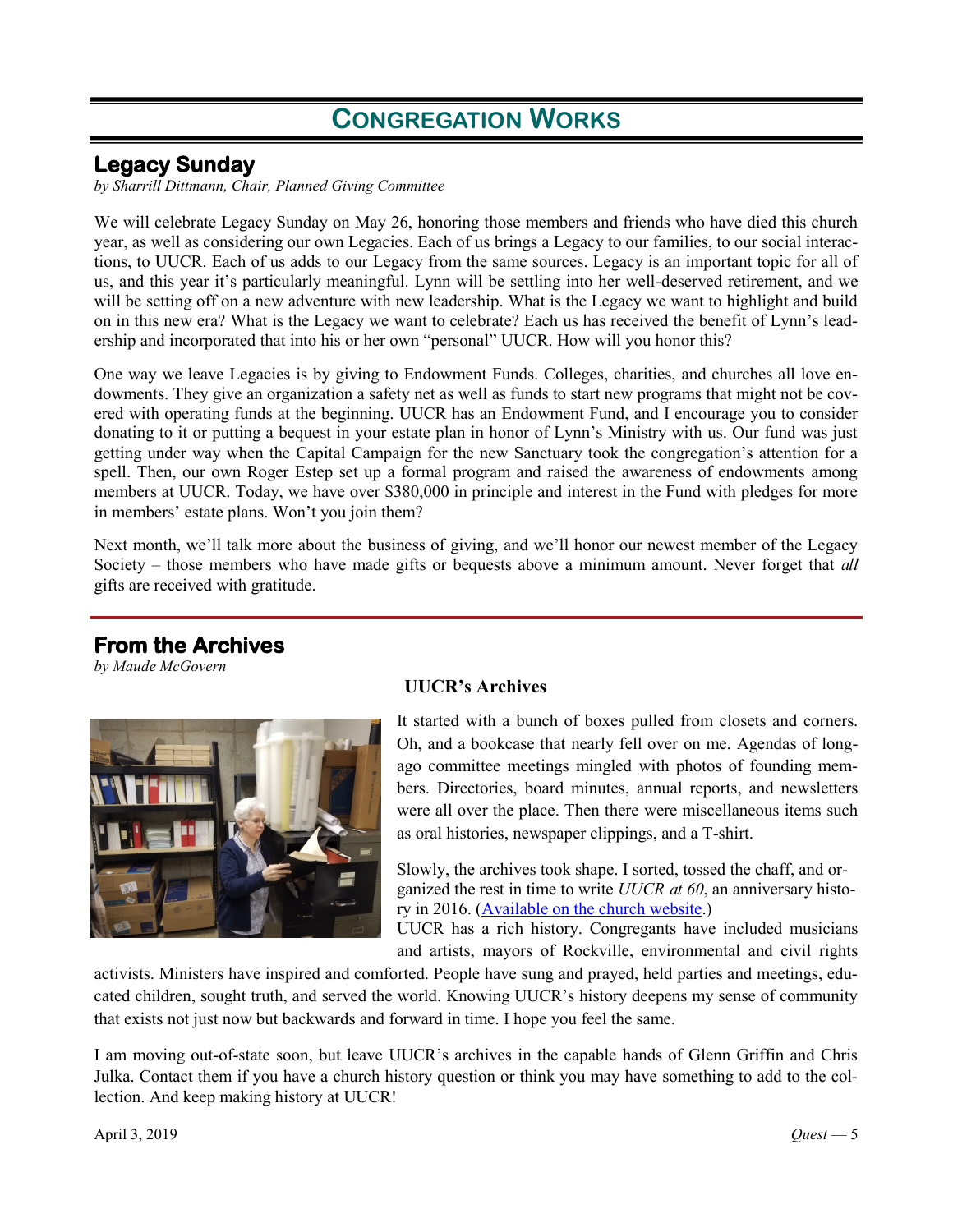# Congregation Works

## Legacy Sunday

*by Sharrill Dittmann, Chair, Planned Giving Committee*

We will celebrate Legacy Sunday on May 26, honoring those members and friends who have died this church year, as well as considering our own Legacies. Each of us brings a Legacy to our families, to our social interactions, to UUCR. Each of us adds to our Legacy from the same sources. Legacy is an important topic for all of us, and this year it's particularly meaningful. Lynn will be settling into her well-deserved retirement, and we will be setting off on a new adventure with new leadership. What is the Legacy we want to highlight and build on in this new era? What is the Legacy we want to celebrate? Each us has received the benefit of Lynn's leadership and incorporated that into his or her own "personal" UUCR. How will you honor this?

One way we leave Legacies is by giving to Endowment Funds. Colleges, charities, and churches all love endowments. They give an organization a safety net as well as funds to start new programs that might not be covered with operating funds at the beginning. UUCR has an Endowment Fund, and I encourage you to consider donating to it or putting a bequest in your estate plan in honor of Lynn's Ministry with us. Our fund was just getting under way when the Capital Campaign for the new Sanctuary took the congregation's attention for a spell. Then, our own Roger Estep set up a formal program and raised the awareness of endowments among members at UUCR. Today, we have over $380,000 in principle and interest in the Fund with pledges for more in members' estate plans. Won't you join them?

Next month, we'll talk more about the business of giving, and we'll honor our newest member of the Legacy Society – those members who have made gifts or bequests above a minimum amount. Never forget that *all* gifts are received with gratitude.

## From the Archives

*by Maude McGovern*

### UUCR's Archives

It started with a bunch of boxes pulled from closets and corners. Oh, and a bookcase that nearly fell over on me. Agendas of long-ago committee meetings mingled with photos of founding members. Directories, board minutes, annual reports, and newsletters were all over the place. Then there were miscellaneous items such as oral histories, newspaper clippings, and a T-shirt.

Slowly, the archives took shape. I sorted, tossed the chaff, and organized the rest in time to write *UUCR at 60*, an anniversary history in 2016. (Available on the church website.)

UUCR has a rich history. Congregants have included musicians and artists, mayors of Rockville, environmental and civil rights activists. Ministers have inspired and comforted. People have sung and prayed, held parties and meetings, educated children, sought truth, and served the world. Knowing UUCR's history deepens my sense of community that exists not just now but backwards and forward in time. I hope you feel the same.

I am moving out-of-state soon, but leave UUCR's archives in the capable hands of Glenn Griffin and Chris Julka. Contact them if you have a church history question or think you may have something to add to the collection. And keep making history at UUCR!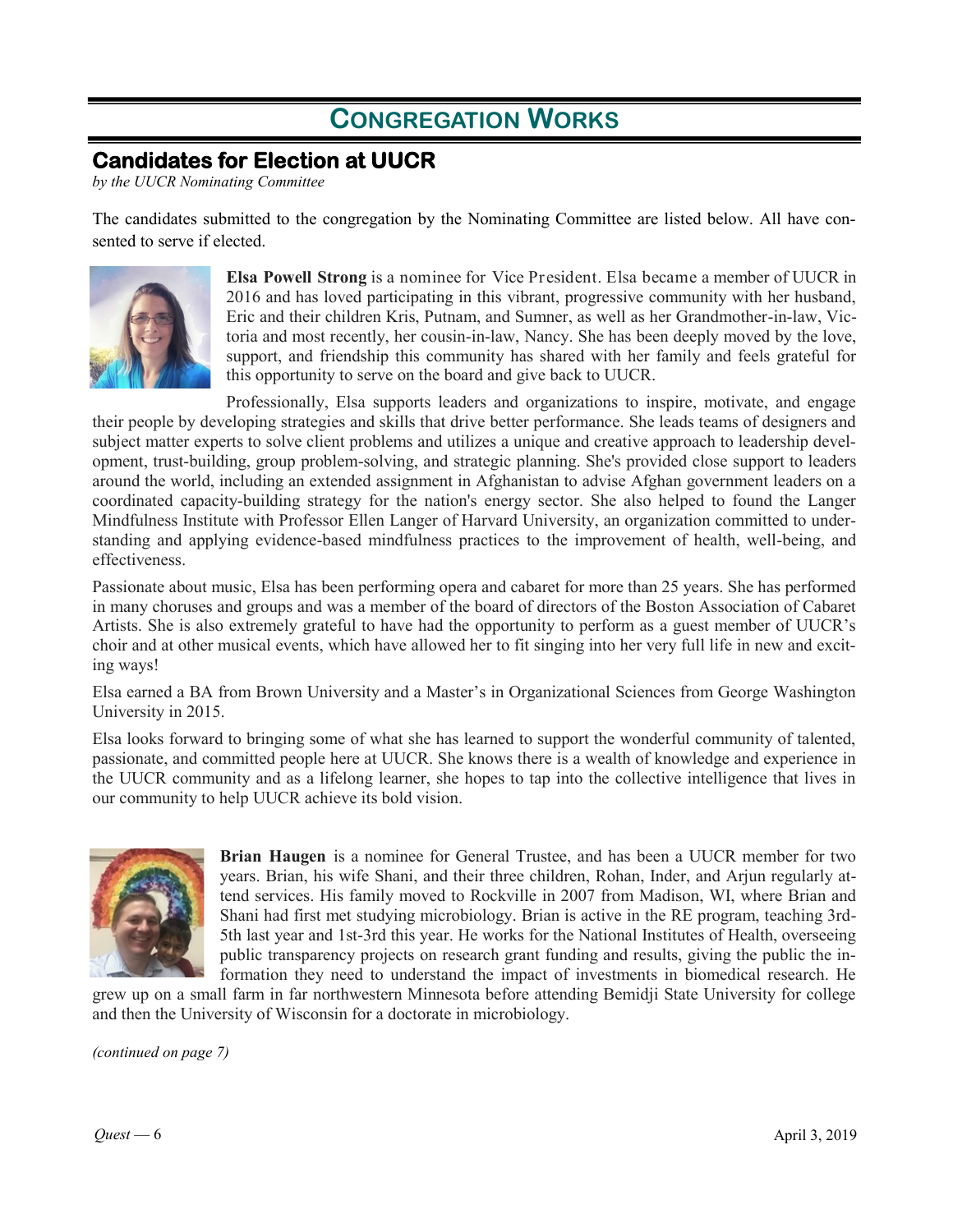# CONGREGATION WORKS

## Candidates for Election at UUCR

*by the UUCR Nominating Committee*

The candidates submitted to the congregation by the Nominating Committee are listed below. All have consented to serve if elected.

**Elsa Powell Strong** is a nominee for Vice President. Elsa became a member of UUCR in 2016 and has loved participating in this vibrant, progressive community with her husband, Eric and their children Kris, Putnam, and Sumner, as well as her Grandmother-in-law, Victoria and most recently, her cousin-in-law, Nancy. She has been deeply moved by the love, support, and friendship this community has shared with her family and feels grateful for this opportunity to serve on the board and give back to UUCR.

Professionally, Elsa supports leaders and organizations to inspire, motivate, and engage their people by developing strategies and skills that drive better performance. She leads teams of designers and subject matter experts to solve client problems and utilizes a unique and creative approach to leadership development, trust-building, group problem-solving, and strategic planning. She's provided close support to leaders around the world, including an extended assignment in Afghanistan to advise Afghan government leaders on a coordinated capacity-building strategy for the nation's energy sector. She also helped to found the Langer Mindfulness Institute with Professor Ellen Langer of Harvard University, an organization committed to understanding and applying evidence-based mindfulness practices to the improvement of health, well-being, and effectiveness.

Passionate about music, Elsa has been performing opera and cabaret for more than 25 years. She has performed in many choruses and groups and was a member of the board of directors of the Boston Association of Cabaret Artists. She is also extremely grateful to have had the opportunity to perform as a guest member of UUCR's choir and at other musical events, which have allowed her to fit singing into her very full life in new and exciting ways!

Elsa earned a BA from Brown University and a Master's in Organizational Sciences from George Washington University in 2015.

Elsa looks forward to bringing some of what she has learned to support the wonderful community of talented, passionate, and committed people here at UUCR. She knows there is a wealth of knowledge and experience in the UUCR community and as a lifelong learner, she hopes to tap into the collective intelligence that lives in our community to help UUCR achieve its bold vision.

**Brian Haugen** is a nominee for General Trustee, and has been a UUCR member for two years. Brian, his wife Shani, and their three children, Rohan, Inder, and Arjun regularly attend services. His family moved to Rockville in 2007 from Madison, WI, where Brian and Shani had first met studying microbiology. Brian is active in the RE program, teaching 3rd-5th last year and 1st-3rd this year. He works for the National Institutes of Health, overseeing public transparency projects on research grant funding and results, giving the public the information they need to understand the impact of investments in biomedical research. He grew up on a small farm in far northwestern Minnesota before attending Bemidji State University for college and then the University of Wisconsin for a doctorate in microbiology.

*(continued on page 7)*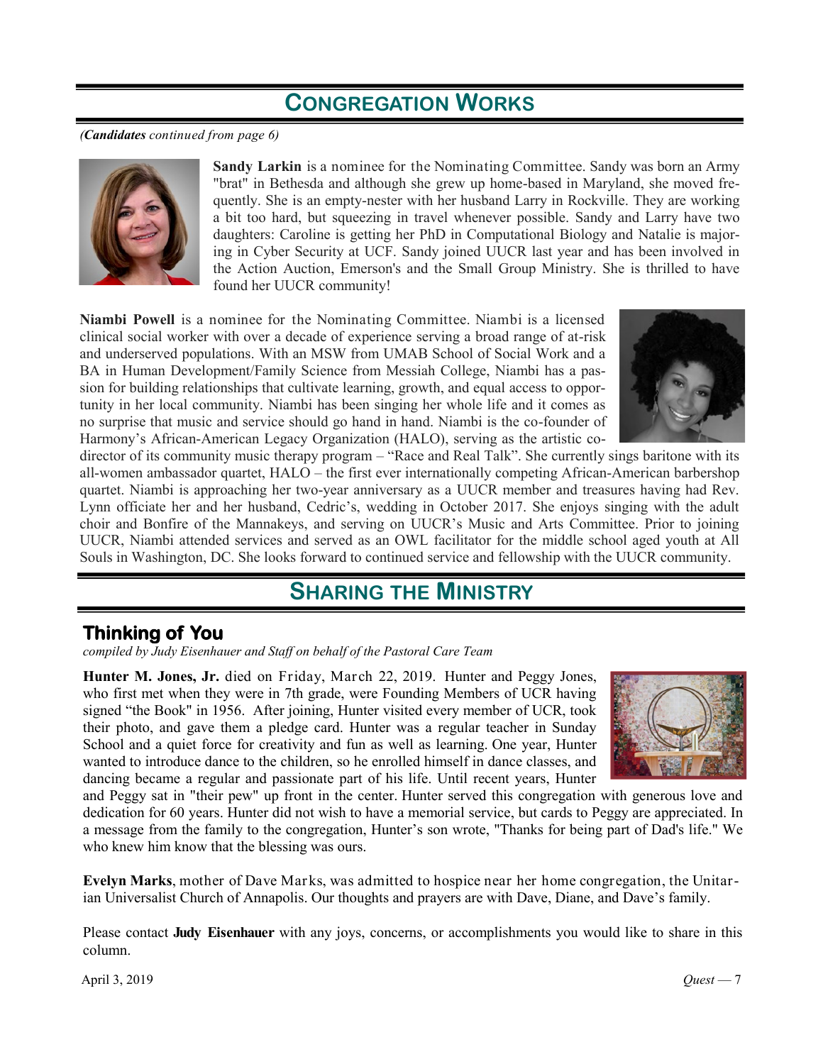# Congregation Works

*(**Candidates** continued from page 6)*

**Sandy Larkin** is a nominee for the Nominating Committee. Sandy was born an Army "brat" in Bethesda and although she grew up home-based in Maryland, she moved frequently. She is an empty-nester with her husband Larry in Rockville. They are working a bit too hard, but squeezing in travel whenever possible. Sandy and Larry have two daughters: Caroline is getting her PhD in Computational Biology and Natalie is majoring in Cyber Security at UCF. Sandy joined UUCR last year and has been involved in the Action Auction, Emerson's and the Small Group Ministry. She is thrilled to have found her UUCR community!

**Niambi Powell** is a nominee for the Nominating Committee. Niambi is a licensed clinical social worker with over a decade of experience serving a broad range of at-risk and underserved populations. With an MSW from UMAB School of Social Work and a BA in Human Development/Family Science from Messiah College, Niambi has a passion for building relationships that cultivate learning, growth, and equal access to opportunity in her local community. Niambi has been singing her whole life and it comes as no surprise that music and service should go hand in hand. Niambi is the co-founder of Harmony's African-American Legacy Organization (HALO), serving as the artistic co-director of its community music therapy program – "Race and Real Talk". She currently sings baritone with its all-women ambassador quartet, HALO – the first ever internationally competing African-American barbershop quartet. Niambi is approaching her two-year anniversary as a UUCR member and treasures having had Rev. Lynn officiate her and her husband, Cedric's, wedding in October 2017. She enjoys singing with the adult choir and Bonfire of the Mannakeys, and serving on UUCR's Music and Arts Committee. Prior to joining UUCR, Niambi attended services and served as an OWL facilitator for the middle school aged youth at All Souls in Washington, DC. She looks forward to continued service and fellowship with the UUCR community.

# Sharing the Ministry

## Thinking of You

*compiled by Judy Eisenhauer and Staff on behalf of the Pastoral Care Team*

**Hunter M. Jones, Jr.** died on Friday, March 22, 2019. Hunter and Peggy Jones, who first met when they were in 7th grade, were Founding Members of UCR having signed "the Book" in 1956. After joining, Hunter visited every member of UCR, took their photo, and gave them a pledge card. Hunter was a regular teacher in Sunday School and a quiet force for creativity and fun as well as learning. One year, Hunter wanted to introduce dance to the children, so he enrolled himself in dance classes, and dancing became a regular and passionate part of his life. Until recent years, Hunter and Peggy sat in "their pew" up front in the center. Hunter served this congregation with generous love and dedication for 60 years. Hunter did not wish to have a memorial service, but cards to Peggy are appreciated. In a message from the family to the congregation, Hunter's son wrote, "Thanks for being part of Dad's life." We who knew him know that the blessing was ours.

**Evelyn Marks**, mother of Dave Marks, was admitted to hospice near her home congregation, the Unitarian Universalist Church of Annapolis. Our thoughts and prayers are with Dave, Diane, and Dave's family.

Please contact **Judy Eisenhauer** with any joys, concerns, or accomplishments you would like to share in this column.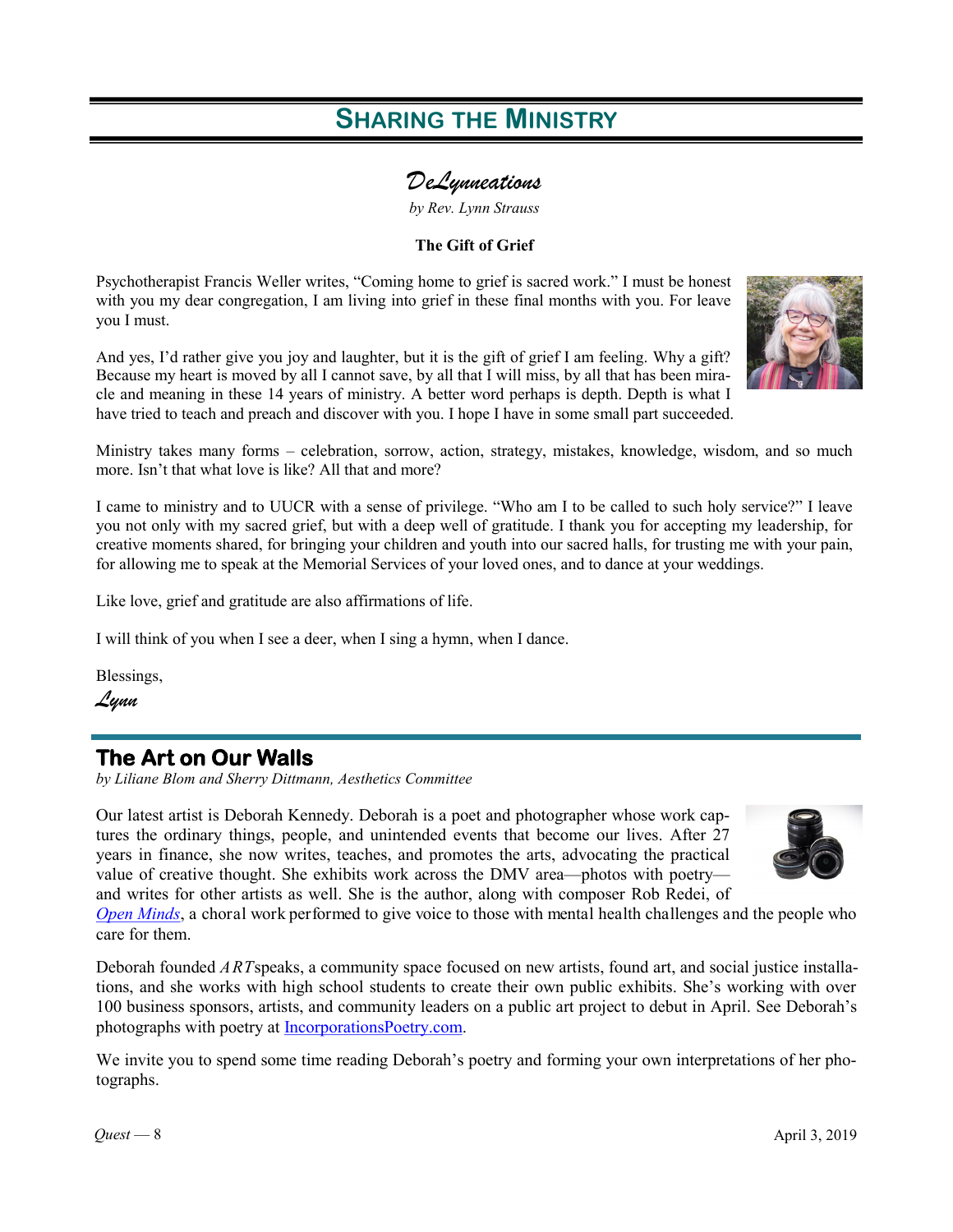# Sharing the Ministry

## DeLynneations

*by Rev. Lynn Strauss*

**The Gift of Grief**

Psychotherapist Francis Weller writes, “Coming home to grief is sacred work.” I must be honest with you my dear congregation, I am living into grief in these final months with you. For leave you I must.

And yes, I’d rather give you joy and laughter, but it is the gift of grief I am feeling. Why a gift? Because my heart is moved by all I cannot save, by all that I will miss, by all that has been miracle and meaning in these 14 years of ministry. A better word perhaps is depth. Depth is what I have tried to teach and preach and discover with you. I hope I have in some small part succeeded.

Ministry takes many forms – celebration, sorrow, action, strategy, mistakes, knowledge, wisdom, and so much more. Isn’t that what love is like? All that and more?

I came to ministry and to UUCR with a sense of privilege. “Who am I to be called to such holy service?” I leave you not only with my sacred grief, but with a deep well of gratitude. I thank you for accepting my leadership, for creative moments shared, for bringing your children and youth into our sacred halls, for trusting me with your pain, for allowing me to speak at the Memorial Services of your loved ones, and to dance at your weddings.

Like love, grief and gratitude are also affirmations of life.

I will think of you when I see a deer, when I sing a hymn, when I dance.

Blessings,

*Lynn*

## The Art on Our Walls

*by Liliane Blom and Sherry Dittmann, Aesthetics Committee*

Our latest artist is Deborah Kennedy. Deborah is a poet and photographer whose work captures the ordinary things, people, and unintended events that become our lives. After 27 years in finance, she now writes, teaches, and promotes the arts, advocating the practical value of creative thought. She exhibits work across the DMV area—photos with poetry—and writes for other artists as well. She is the author, along with composer Rob Redei, of *Open Minds*, a choral work performed to give voice to those with mental health challenges and the people who care for them.

Deborah founded *ART*speaks, a community space focused on new artists, found art, and social justice installations, and she works with high school students to create their own public exhibits. She’s working with over 100 business sponsors, artists, and community leaders on a public art project to debut in April. See Deborah’s photographs with poetry at IncorporationsPoetry.com.

We invite you to spend some time reading Deborah’s poetry and forming your own interpretations of her photographs.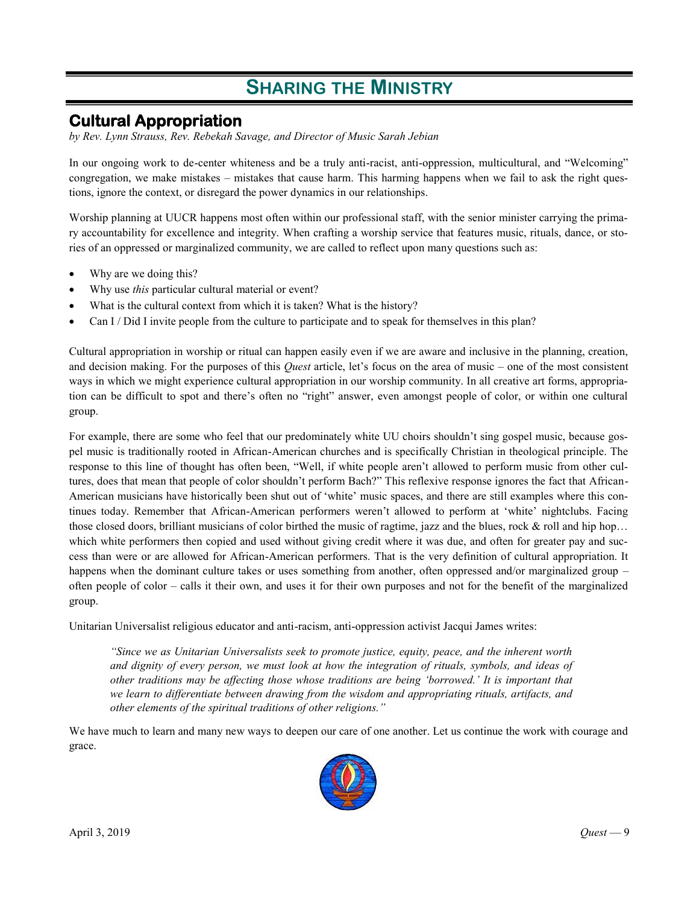# Sharing the Ministry

## Cultural Appropriation

*by Rev. Lynn Strauss, Rev. Rebekah Savage, and Director of Music Sarah Jebian*

In our ongoing work to de-center whiteness and be a truly anti-racist, anti-oppression, multicultural, and "Welcoming" congregation, we make mistakes – mistakes that cause harm. This harming happens when we fail to ask the right questions, ignore the context, or disregard the power dynamics in our relationships.

Worship planning at UUCR happens most often within our professional staff, with the senior minister carrying the primary accountability for excellence and integrity. When crafting a worship service that features music, rituals, dance, or stories of an oppressed or marginalized community, we are called to reflect upon many questions such as:

- Why are we doing this?
- Why use *this* particular cultural material or event?
- What is the cultural context from which it is taken? What is the history?
- Can I / Did I invite people from the culture to participate and to speak for themselves in this plan?

Cultural appropriation in worship or ritual can happen easily even if we are aware and inclusive in the planning, creation, and decision making. For the purposes of this *Quest* article, let's focus on the area of music – one of the most consistent ways in which we might experience cultural appropriation in our worship community. In all creative art forms, appropriation can be difficult to spot and there's often no "right" answer, even amongst people of color, or within one cultural group.

For example, there are some who feel that our predominately white UU choirs shouldn't sing gospel music, because gospel music is traditionally rooted in African-American churches and is specifically Christian in theological principle. The response to this line of thought has often been, "Well, if white people aren't allowed to perform music from other cultures, does that mean that people of color shouldn't perform Bach?" This reflexive response ignores the fact that African-American musicians have historically been shut out of 'white' music spaces, and there are still examples where this continues today. Remember that African-American performers weren't allowed to perform at 'white' nightclubs. Facing those closed doors, brilliant musicians of color birthed the music of ragtime, jazz and the blues, rock & roll and hip hop… which white performers then copied and used without giving credit where it was due, and often for greater pay and success than were or are allowed for African-American performers. That is the very definition of cultural appropriation. It happens when the dominant culture takes or uses something from another, often oppressed and/or marginalized group – often people of color – calls it their own, and uses it for their own purposes and not for the benefit of the marginalized group.

Unitarian Universalist religious educator and anti-racism, anti-oppression activist Jacqui James writes:

> *"Since we as Unitarian Universalists seek to promote justice, equity, peace, and the inherent worth and dignity of every person, we must look at how the integration of rituals, symbols, and ideas of other traditions may be affecting those whose traditions are being 'borrowed.' It is important that we learn to differentiate between drawing from the wisdom and appropriating rituals, artifacts, and other elements of the spiritual traditions of other religions."*

We have much to learn and many new ways to deepen our care of one another. Let us continue the work with courage and grace.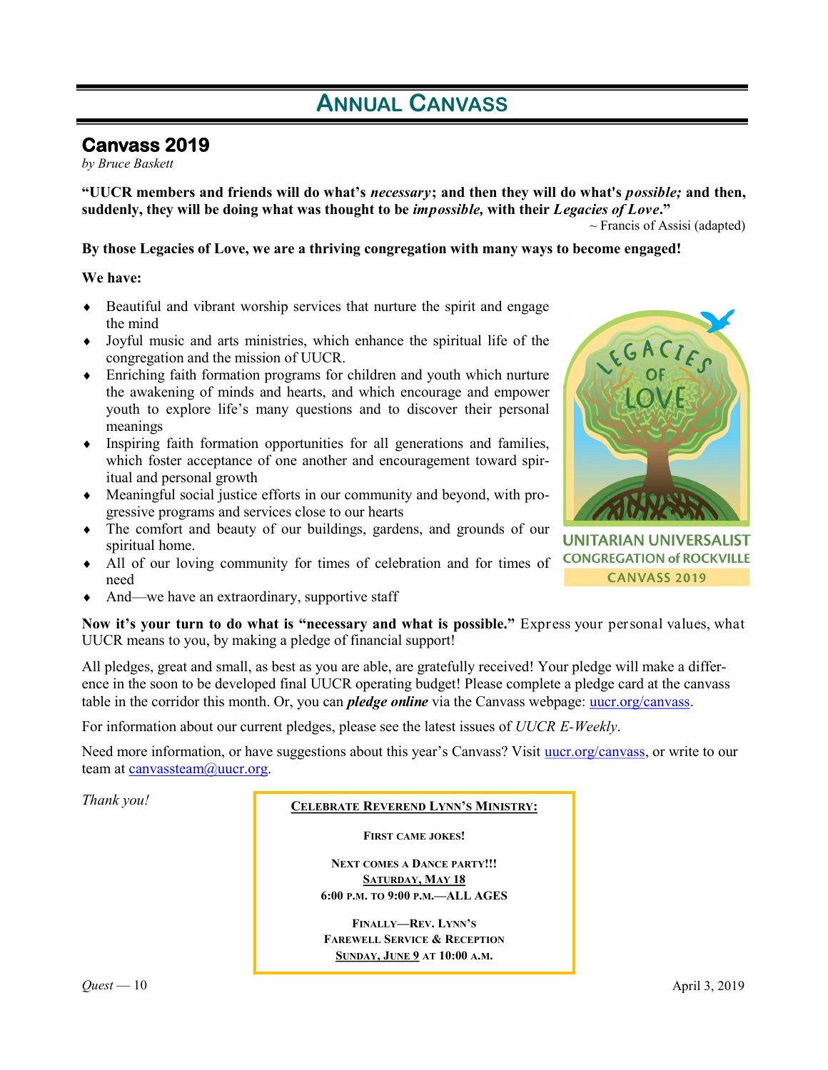# Annual Canvass

## Canvass 2019

*by Bruce Baskett*

**"UUCR members and friends will do what's *necessary*; and then they will do what's *possible;* and then, suddenly, they will be doing what was thought to be *impossible,* with their *Legacies of Love*."**

~ Francis of Assisi (adapted)

**By those Legacies of Love, we are a thriving congregation with many ways to become engaged!**

**We have:**

- Beautiful and vibrant worship services that nurture the spirit and engage the mind
- Joyful music and arts ministries, which enhance the spiritual life of the congregation and the mission of UUCR.
- Enriching faith formation programs for children and youth which nurture the awakening of minds and hearts, and which encourage and empower youth to explore life's many questions and to discover their personal meanings
- Inspiring faith formation opportunities for all generations and families, which foster acceptance of one another and encouragement toward spiritual and personal growth
- Meaningful social justice efforts in our community and beyond, with progressive programs and services close to our hearts
- The comfort and beauty of our buildings, gardens, and grounds of our spiritual home.
- All of our loving community for times of celebration and for times of need
- And—we have an extraordinary, supportive staff

LEGACIES OF LOVE
UNITARIAN UNIVERSALIST CONGREGATION of ROCKVILLE
CANVASS 2019

**Now it's your turn to do what is "necessary and what is possible."** Express your personal values, what UUCR means to you, by making a pledge of financial support!

All pledges, great and small, as best as you are able, are gratefully received! Your pledge will make a difference in the soon to be developed final UUCR operating budget! Please complete a pledge card at the canvass table in the corridor this month. Or, you can ***pledge online*** via the Canvass webpage: uucr.org/canvass.

For information about our current pledges, please see the latest issues of *UUCR E-Weekly*.

Need more information, or have suggestions about this year's Canvass? Visit uucr.org/canvass, or write to our team at canvassteam@uucr.org.

*Thank you!*

**CELEBRATE REVEREND LYNN'S MINISTRY:**

**FIRST CAME JOKES!**

**NEXT COMES A DANCE PARTY!!!**
**SATURDAY, MAY 18**
**6:00 P.M. TO 9:00 P.M.—ALL AGES**

**FINALLY—REV. LYNN'S**
**FAREWELL SERVICE & RECEPTION**
**SUNDAY, JUNE 9 AT 10:00 A.M.**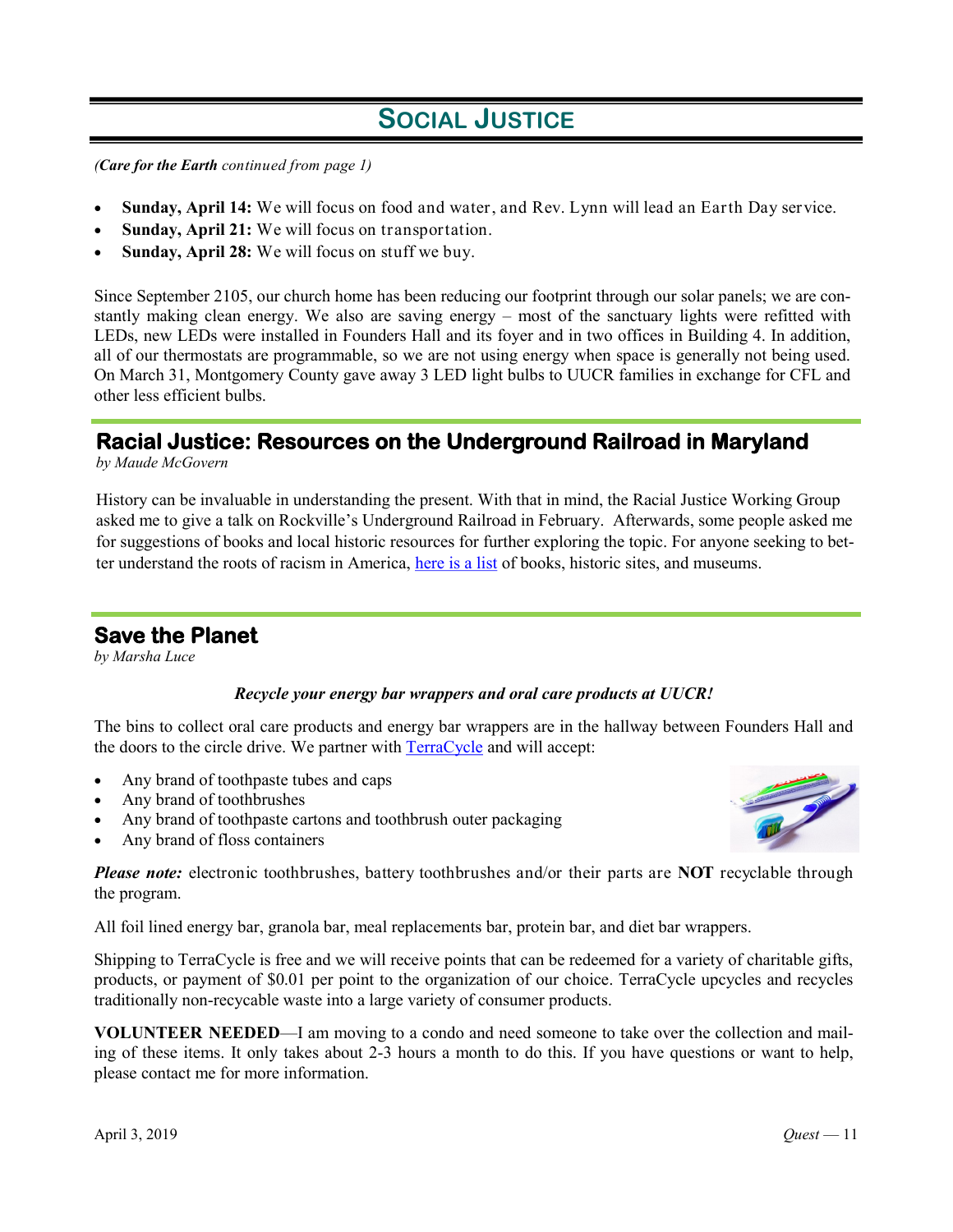# SOCIAL JUSTICE

*(**Care for the Earth** continued from page 1)*

- **Sunday, April 14:** We will focus on food and water, and Rev. Lynn will lead an Earth Day service.
- **Sunday, April 21:** We will focus on transportation.
- **Sunday, April 28:** We will focus on stuff we buy.

Since September 2105, our church home has been reducing our footprint through our solar panels; we are constantly making clean energy. We also are saving energy – most of the sanctuary lights were refitted with LEDs, new LEDs were installed in Founders Hall and its foyer and in two offices in Building 4. In addition, all of our thermostats are programmable, so we are not using energy when space is generally not being used. On March 31, Montgomery County gave away 3 LED light bulbs to UUCR families in exchange for CFL and other less efficient bulbs.

## Racial Justice: Resources on the Underground Railroad in Maryland

*by Maude McGovern*

History can be invaluable in understanding the present. With that in mind, the Racial Justice Working Group asked me to give a talk on Rockville's Underground Railroad in February. Afterwards, some people asked me for suggestions of books and local historic resources for further exploring the topic. For anyone seeking to better understand the roots of racism in America, here is a list of books, historic sites, and museums.

## Save the Planet

*by Marsha Luce*

***Recycle your energy bar wrappers and oral care products at UUCR!***

The bins to collect oral care products and energy bar wrappers are in the hallway between Founders Hall and the doors to the circle drive. We partner with TerraCycle and will accept:

- Any brand of toothpaste tubes and caps
- Any brand of toothbrushes
- Any brand of toothpaste cartons and toothbrush outer packaging
- Any brand of floss containers

***Please note:*** electronic toothbrushes, battery toothbrushes and/or their parts are **NOT** recyclable through the program.

All foil lined energy bar, granola bar, meal replacements bar, protein bar, and diet bar wrappers.

Shipping to TerraCycle is free and we will receive points that can be redeemed for a variety of charitable gifts, products, or payment of $0.01 per point to the organization of our choice. TerraCycle upcycles and recycles traditionally non-recyclable waste into a large variety of consumer products.

**VOLUNTEER NEEDED**—I am moving to a condo and need someone to take over the collection and mailing of these items. It only takes about 2-3 hours a month to do this. If you have questions or want to help, please contact me for more information.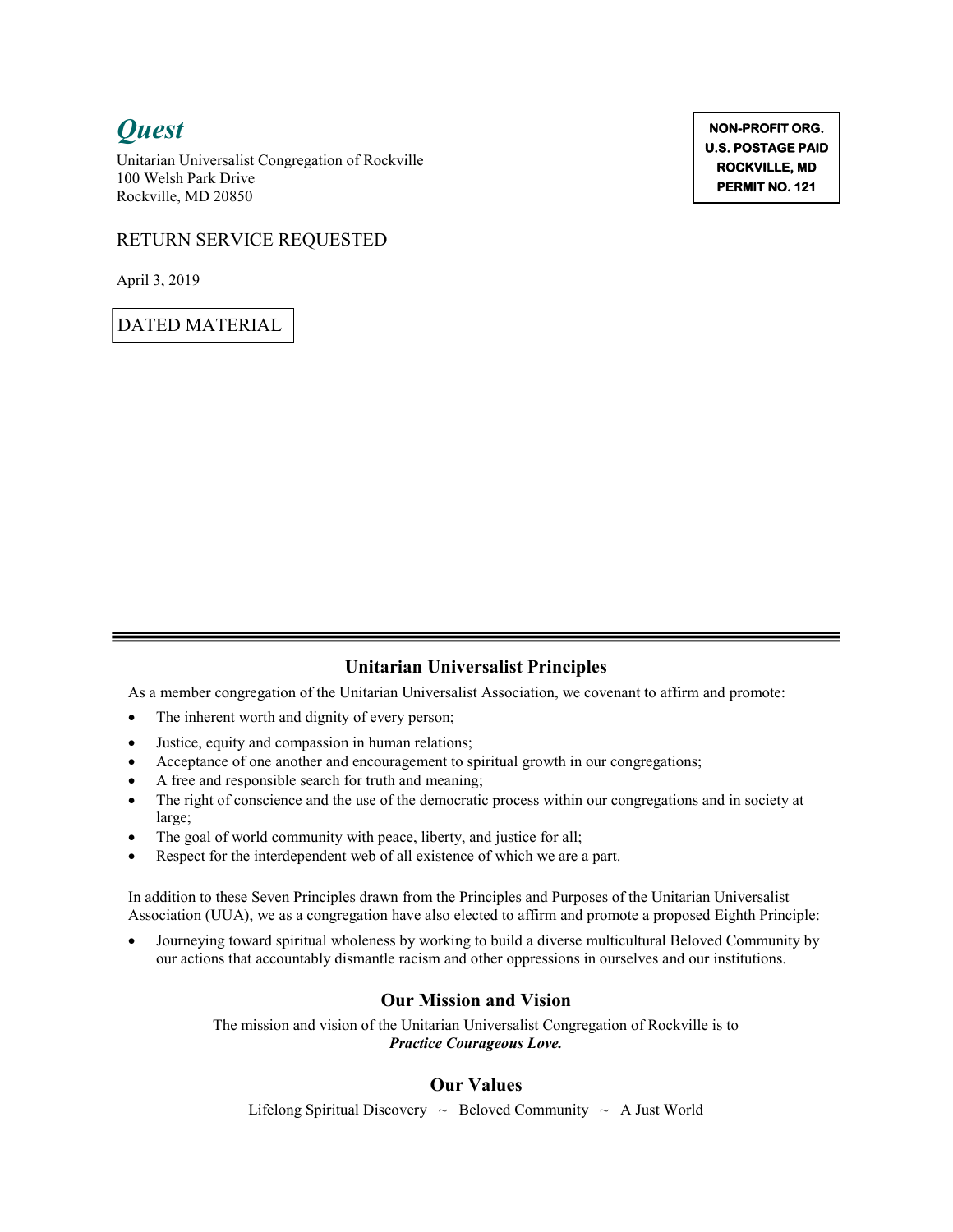# *Quest*

Unitarian Universalist Congregation of Rockville
100 Welsh Park Drive
Rockville, MD 20850

**NON-PROFIT ORG.**
**U.S. POSTAGE PAID**
**ROCKVILLE, MD**
**PERMIT NO. 121**

RETURN SERVICE REQUESTED

April 3, 2019

DATED MATERIAL

---

## Unitarian Universalist Principles

As a member congregation of the Unitarian Universalist Association, we covenant to affirm and promote:

- The inherent worth and dignity of every person;
- Justice, equity and compassion in human relations;
- Acceptance of one another and encouragement to spiritual growth in our congregations;
- A free and responsible search for truth and meaning;
- The right of conscience and the use of the democratic process within our congregations and in society at large;
- The goal of world community with peace, liberty, and justice for all;
- Respect for the interdependent web of all existence of which we are a part.

In addition to these Seven Principles drawn from the Principles and Purposes of the Unitarian Universalist Association (UUA), we as a congregation have also elected to affirm and promote a proposed Eighth Principle:

- Journeying toward spiritual wholeness by working to build a diverse multicultural Beloved Community by our actions that accountably dismantle racism and other oppressions in ourselves and our institutions.

## Our Mission and Vision

The mission and vision of the Unitarian Universalist Congregation of Rockville is to
***Practice Courageous Love.***

## Our Values

Lifelong Spiritual Discovery ~ Beloved Community ~ A Just World